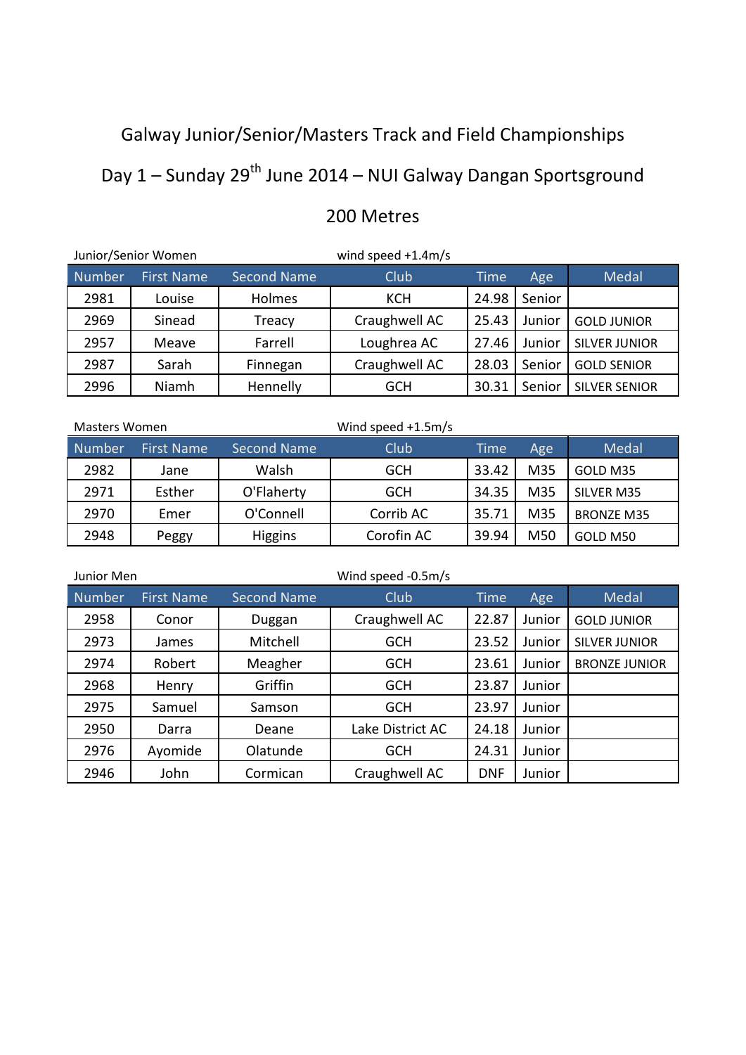# Galway Junior/Senior/Masters Track and Field Championships

## Day 1 – Sunday 29th June 2014 – NUI Galway Dangan Sportsground

## 200 Metres

Junior/Senior Women — wind speed +1.4m/s

| Number | First Name | Second Name | Club | Time | Age | Medal |
|---|---|---|---|---|---|---|
| 2981 | Louise | Holmes | KCH | 24.98 | Senior | |
| 2969 | Sinead | Treacy | Craughwell AC | 25.43 | Junior | GOLD JUNIOR |
| 2957 | Meave | Farrell | Loughrea AC | 27.46 | Junior | SILVER JUNIOR |
| 2987 | Sarah | Finnegan | Craughwell AC | 28.03 | Senior | GOLD SENIOR |
| 2996 | Niamh | Hennelly | GCH | 30.31 | Senior | SILVER SENIOR |

Masters Women — Wind speed +1.5m/s

| Number | First Name | Second Name | Club | Time | Age | Medal |
|---|---|---|---|---|---|---|
| 2982 | Jane | Walsh | GCH | 33.42 | M35 | GOLD M35 |
| 2971 | Esther | O'Flaherty | GCH | 34.35 | M35 | SILVER M35 |
| 2970 | Emer | O'Connell | Corrib AC | 35.71 | M35 | BRONZE M35 |
| 2948 | Peggy | Higgins | Corofin AC | 39.94 | M50 | GOLD M50 |

Junior Men — Wind speed -0.5m/s

| Number | First Name | Second Name | Club | Time | Age | Medal |
|---|---|---|---|---|---|---|
| 2958 | Conor | Duggan | Craughwell AC | 22.87 | Junior | GOLD JUNIOR |
| 2973 | James | Mitchell | GCH | 23.52 | Junior | SILVER JUNIOR |
| 2974 | Robert | Meagher | GCH | 23.61 | Junior | BRONZE JUNIOR |
| 2968 | Henry | Griffin | GCH | 23.87 | Junior | |
| 2975 | Samuel | Samson | GCH | 23.97 | Junior | |
| 2950 | Darra | Deane | Lake District AC | 24.18 | Junior | |
| 2976 | Ayomide | Olatunde | GCH | 24.31 | Junior | |
| 2946 | John | Cormican | Craughwell AC | DNF | Junior | |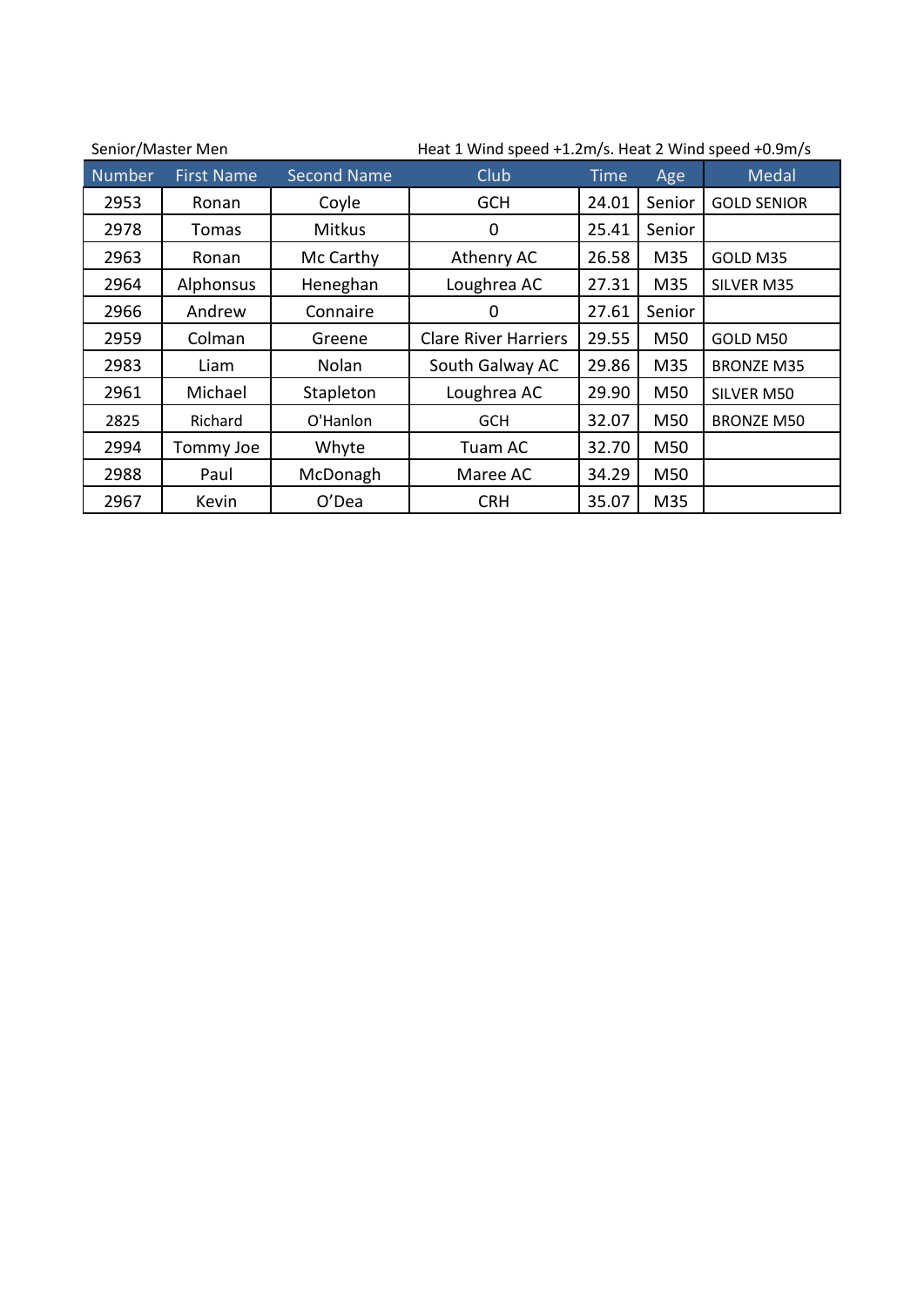Senior/Master Men

Heat 1 Wind speed +1.2m/s. Heat 2 Wind speed +0.9m/s

| Number | First Name | Second Name | Club | Time | Age | Medal |
|---|---|---|---|---|---|---|
| 2953 | Ronan | Coyle | GCH | 24.01 | Senior | GOLD SENIOR |
| 2978 | Tomas | Mitkus | 0 | 25.41 | Senior | |
| 2963 | Ronan | Mc Carthy | Athenry AC | 26.58 | M35 | GOLD M35 |
| 2964 | Alphonsus | Heneghan | Loughrea AC | 27.31 | M35 | SILVER M35 |
| 2966 | Andrew | Connaire | 0 | 27.61 | Senior | |
| 2959 | Colman | Greene | Clare River Harriers | 29.55 | M50 | GOLD M50 |
| 2983 | Liam | Nolan | South Galway AC | 29.86 | M35 | BRONZE M35 |
| 2961 | Michael | Stapleton | Loughrea AC | 29.90 | M50 | SILVER M50 |
| 2825 | Richard | O'Hanlon | GCH | 32.07 | M50 | BRONZE M50 |
| 2994 | Tommy Joe | Whyte | Tuam AC | 32.70 | M50 | |
| 2988 | Paul | McDonagh | Maree AC | 34.29 | M50 | |
| 2967 | Kevin | O'Dea | CRH | 35.07 | M35 | |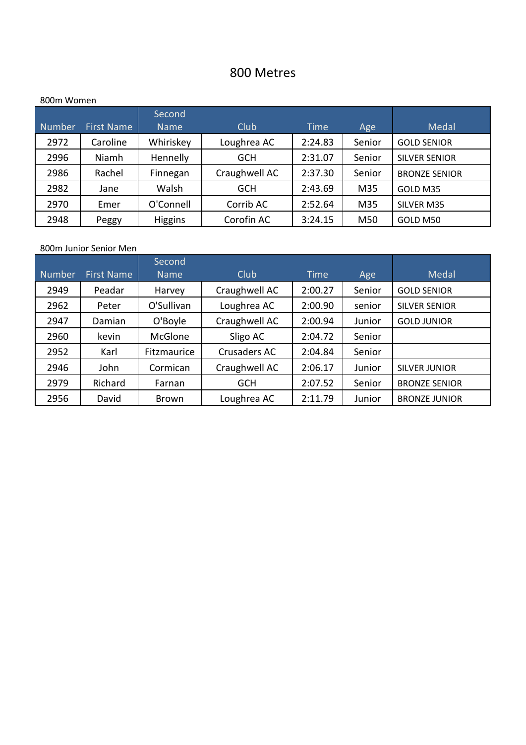# 800 Metres

800m Women

| Number | First Name | Second Name | Club | Time | Age | Medal |
|---|---|---|---|---|---|---|
| 2972 | Caroline | Whiriskey | Loughrea AC | 2:24.83 | Senior | GOLD SENIOR |
| 2996 | Niamh | Hennelly | GCH | 2:31.07 | Senior | SILVER SENIOR |
| 2986 | Rachel | Finnegan | Craughwell AC | 2:37.30 | Senior | BRONZE SENIOR |
| 2982 | Jane | Walsh | GCH | 2:43.69 | M35 | GOLD M35 |
| 2970 | Emer | O'Connell | Corrib AC | 2:52.64 | M35 | SILVER M35 |
| 2948 | Peggy | Higgins | Corofin AC | 3:24.15 | M50 | GOLD M50 |

800m Junior Senior Men

| Number | First Name | Second Name | Club | Time | Age | Medal |
|---|---|---|---|---|---|---|
| 2949 | Peadar | Harvey | Craughwell AC | 2:00.27 | Senior | GOLD SENIOR |
| 2962 | Peter | O'Sullivan | Loughrea AC | 2:00.90 | senior | SILVER SENIOR |
| 2947 | Damian | O'Boyle | Craughwell AC | 2:00.94 | Junior | GOLD JUNIOR |
| 2960 | kevin | McGlone | Sligo AC | 2:04.72 | Senior | |
| 2952 | Karl | Fitzmaurice | Crusaders AC | 2:04.84 | Senior | |
| 2946 | John | Cormican | Craughwell AC | 2:06.17 | Junior | SILVER JUNIOR |
| 2979 | Richard | Farnan | GCH | 2:07.52 | Senior | BRONZE SENIOR |
| 2956 | David | Brown | Loughrea AC | 2:11.79 | Junior | BRONZE JUNIOR |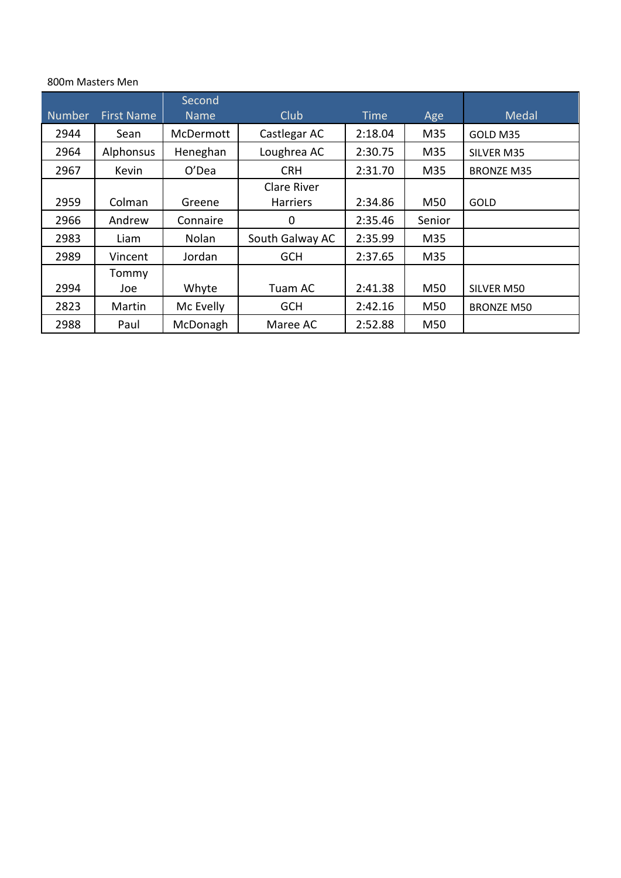800m Masters Men

| Number | First Name | Second Name | Club | Time | Age | Medal |
|---|---|---|---|---|---|---|
| 2944 | Sean | McDermott | Castlegar AC | 2:18.04 | M35 | GOLD M35 |
| 2964 | Alphonsus | Heneghan | Loughrea AC | 2:30.75 | M35 | SILVER M35 |
| 2967 | Kevin | O'Dea | CRH | 2:31.70 | M35 | BRONZE M35 |
| 2959 | Colman | Greene | Clare River Harriers | 2:34.86 | M50 | GOLD |
| 2966 | Andrew | Connaire | 0 | 2:35.46 | Senior | |
| 2983 | Liam | Nolan | South Galway AC | 2:35.99 | M35 | |
| 2989 | Vincent | Jordan | GCH | 2:37.65 | M35 | |
| 2994 | Tommy Joe | Whyte | Tuam AC | 2:41.38 | M50 | SILVER M50 |
| 2823 | Martin | Mc Evelly | GCH | 2:42.16 | M50 | BRONZE M50 |
| 2988 | Paul | McDonagh | Maree AC | 2:52.88 | M50 | |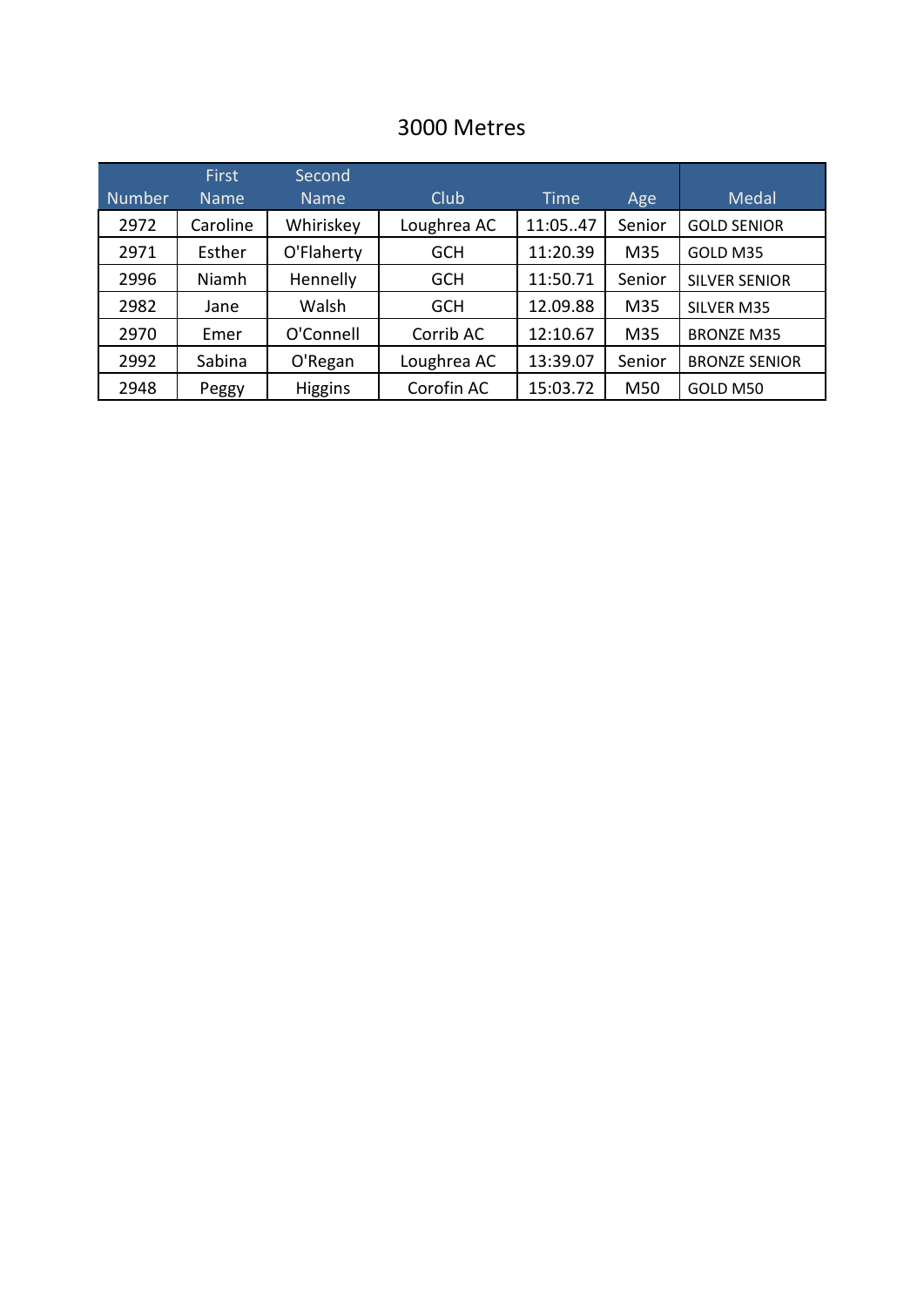# 3000 Metres

| Number | First Name | Second Name | Club | Time | Age | Medal |
|---|---|---|---|---|---|---|
| 2972 | Caroline | Whiriskey | Loughrea AC | 11:05..47 | Senior | GOLD SENIOR |
| 2971 | Esther | O'Flaherty | GCH | 11:20.39 | M35 | GOLD M35 |
| 2996 | Niamh | Hennelly | GCH | 11:50.71 | Senior | SILVER SENIOR |
| 2982 | Jane | Walsh | GCH | 12.09.88 | M35 | SILVER M35 |
| 2970 | Emer | O'Connell | Corrib AC | 12:10.67 | M35 | BRONZE M35 |
| 2992 | Sabina | O'Regan | Loughrea AC | 13:39.07 | Senior | BRONZE SENIOR |
| 2948 | Peggy | Higgins | Corofin AC | 15:03.72 | M50 | GOLD M50 |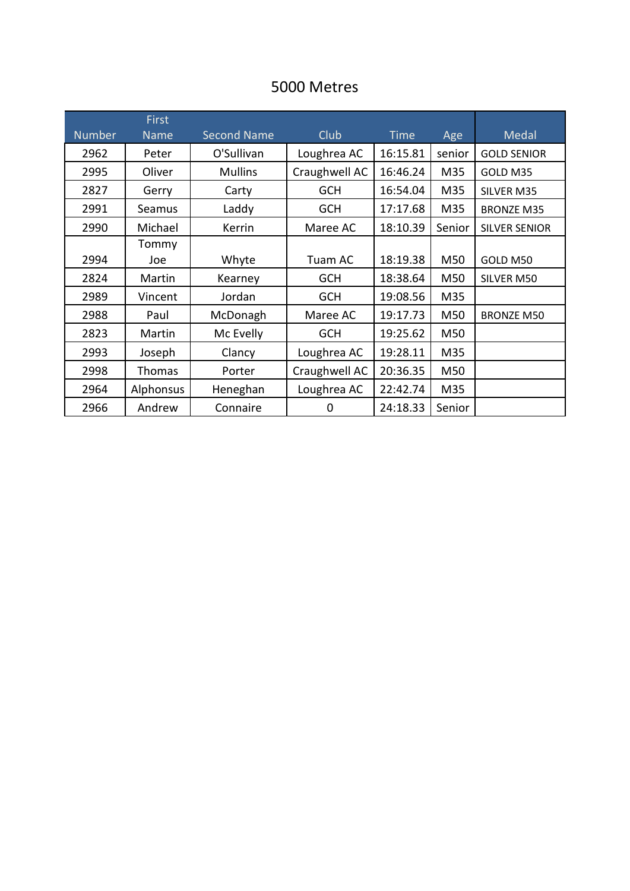# 5000 Metres

| Number | First Name | Second Name | Club | Time | Age | Medal |
|---|---|---|---|---|---|---|
| 2962 | Peter | O'Sullivan | Loughrea AC | 16:15.81 | senior | GOLD SENIOR |
| 2995 | Oliver | Mullins | Craughwell AC | 16:46.24 | M35 | GOLD M35 |
| 2827 | Gerry | Carty | GCH | 16:54.04 | M35 | SILVER M35 |
| 2991 | Seamus | Laddy | GCH | 17:17.68 | M35 | BRONZE M35 |
| 2990 | Michael | Kerrin | Maree AC | 18:10.39 | Senior | SILVER SENIOR |
| 2994 | Tommy Joe | Whyte | Tuam AC | 18:19.38 | M50 | GOLD M50 |
| 2824 | Martin | Kearney | GCH | 18:38.64 | M50 | SILVER M50 |
| 2989 | Vincent | Jordan | GCH | 19:08.56 | M35 | |
| 2988 | Paul | McDonagh | Maree AC | 19:17.73 | M50 | BRONZE M50 |
| 2823 | Martin | Mc Evelly | GCH | 19:25.62 | M50 | |
| 2993 | Joseph | Clancy | Loughrea AC | 19:28.11 | M35 | |
| 2998 | Thomas | Porter | Craughwell AC | 20:36.35 | M50 | |
| 2964 | Alphonsus | Heneghan | Loughrea AC | 22:42.74 | M35 | |
| 2966 | Andrew | Connaire | 0 | 24:18.33 | Senior | |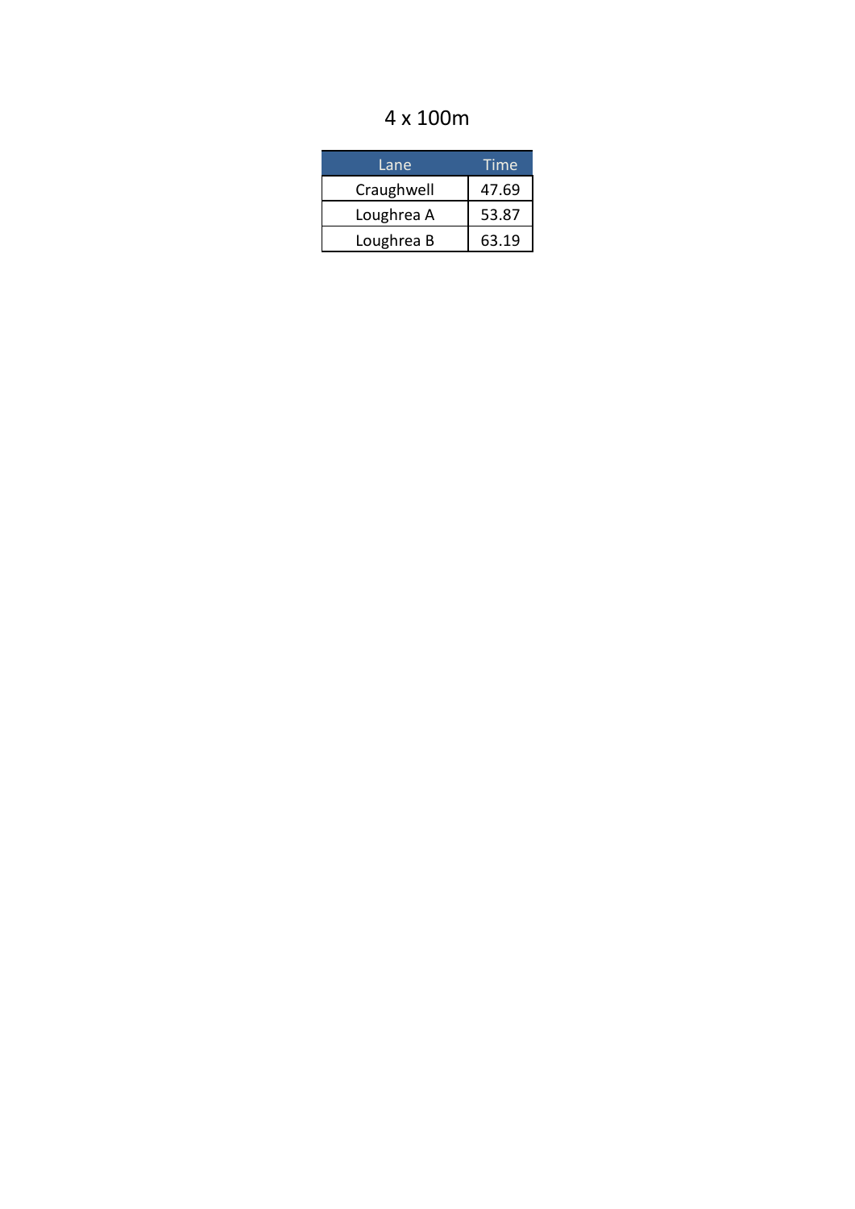# 4 x 100m

| Lane | Time |
|---|---|
| Craughwell | 47.69 |
| Loughrea A | 53.87 |
| Loughrea B | 63.19 |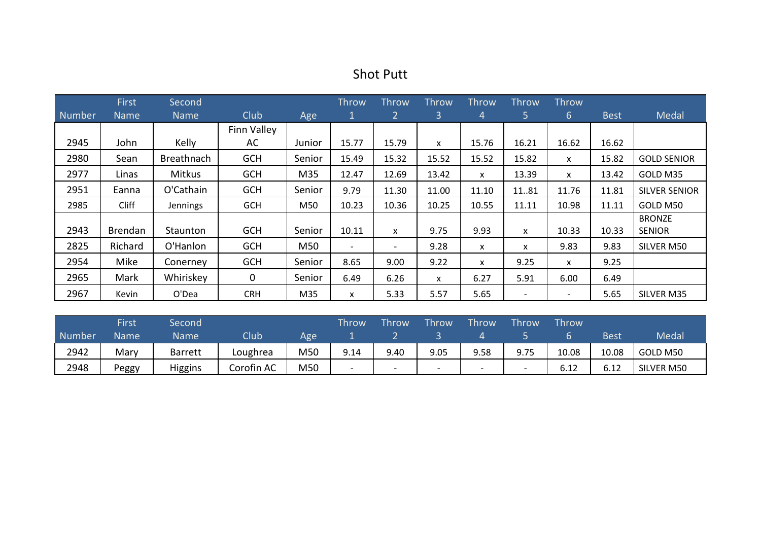# Shot Putt

| Number | First Name | Second Name | Club | Age | Throw 1 | Throw 2 | Throw 3 | Throw 4 | Throw 5 | Throw 6 | Best | Medal |
|---|---|---|---|---|---|---|---|---|---|---|---|---|
| 2945 | John | Kelly | Finn Valley AC | Junior | 15.77 | 15.79 | x | 15.76 | 16.21 | 16.62 | 16.62 | |
| 2980 | Sean | Breathnach | GCH | Senior | 15.49 | 15.32 | 15.52 | 15.52 | 15.82 | x | 15.82 | GOLD SENIOR |
| 2977 | Linas | Mitkus | GCH | M35 | 12.47 | 12.69 | 13.42 | x | 13.39 | x | 13.42 | GOLD M35 |
| 2951 | Eanna | O'Cathain | GCH | Senior | 9.79 | 11.30 | 11.00 | 11.10 | 11..81 | 11.76 | 11.81 | SILVER SENIOR |
| 2985 | Cliff | Jennings | GCH | M50 | 10.23 | 10.36 | 10.25 | 10.55 | 11.11 | 10.98 | 11.11 | GOLD M50 |
| 2943 | Brendan | Staunton | GCH | Senior | 10.11 | x | 9.75 | 9.93 | x | 10.33 | 10.33 | BRONZE SENIOR |
| 2825 | Richard | O'Hanlon | GCH | M50 | - | - | 9.28 | x | x | 9.83 | 9.83 | SILVER M50 |
| 2954 | Mike | Conerney | GCH | Senior | 8.65 | 9.00 | 9.22 | x | 9.25 | x | 9.25 | |
| 2965 | Mark | Whiriskey | 0 | Senior | 6.49 | 6.26 | x | 6.27 | 5.91 | 6.00 | 6.49 | |
| 2967 | Kevin | O'Dea | CRH | M35 | x | 5.33 | 5.57 | 5.65 | - | - | 5.65 | SILVER M35 |

| Number | First Name | Second Name | Club | Age | Throw 1 | Throw 2 | Throw 3 | Throw 4 | Throw 5 | Throw 6 | Best | Medal |
|---|---|---|---|---|---|---|---|---|---|---|---|---|
| 2942 | Mary | Barrett | Loughrea | M50 | 9.14 | 9.40 | 9.05 | 9.58 | 9.75 | 10.08 | 10.08 | GOLD M50 |
| 2948 | Peggy | Higgins | Corofin AC | M50 | - | - | - | - | - | 6.12 | 6.12 | SILVER M50 |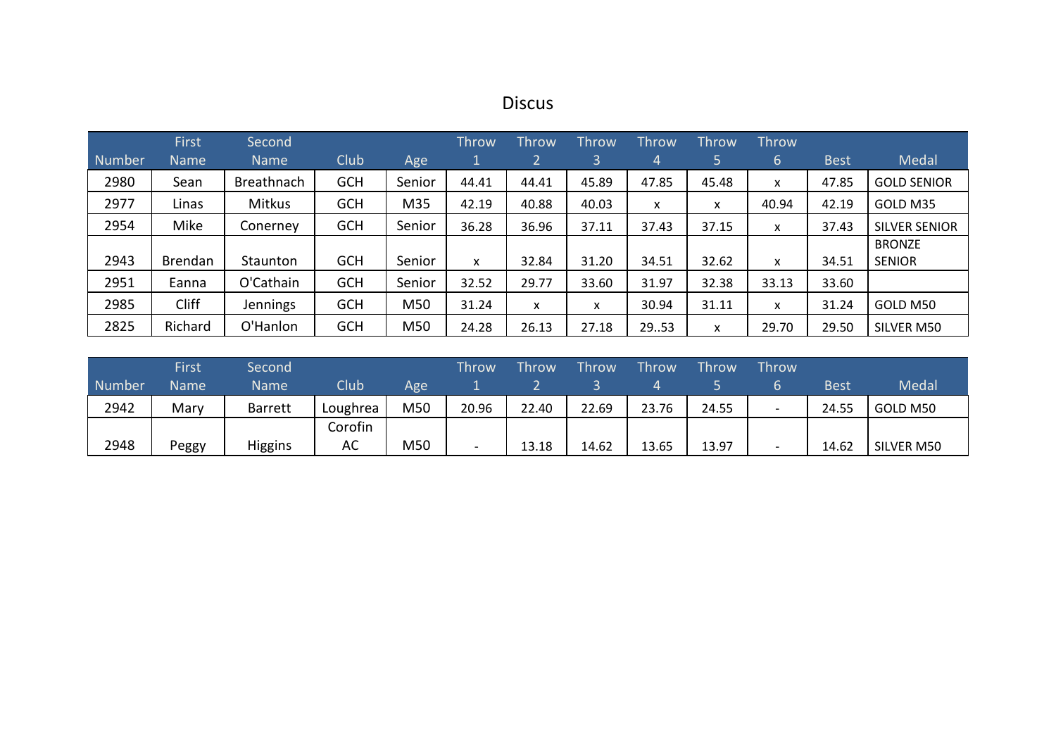# Discus

| Number | First Name | Second Name | Club | Age | Throw 1 | Throw 2 | Throw 3 | Throw 4 | Throw 5 | Throw 6 | Best | Medal |
|---|---|---|---|---|---|---|---|---|---|---|---|---|
| 2980 | Sean | Breathnach | GCH | Senior | 44.41 | 44.41 | 45.89 | 47.85 | 45.48 | x | 47.85 | GOLD SENIOR |
| 2977 | Linas | Mitkus | GCH | M35 | 42.19 | 40.88 | 40.03 | x | x | 40.94 | 42.19 | GOLD M35 |
| 2954 | Mike | Conerney | GCH | Senior | 36.28 | 36.96 | 37.11 | 37.43 | 37.15 | x | 37.43 | SILVER SENIOR |
| 2943 | Brendan | Staunton | GCH | Senior | x | 32.84 | 31.20 | 34.51 | 32.62 | x | 34.51 | BRONZE SENIOR |
| 2951 | Eanna | O'Cathain | GCH | Senior | 32.52 | 29.77 | 33.60 | 31.97 | 32.38 | 33.13 | 33.60 | |
| 2985 | Cliff | Jennings | GCH | M50 | 31.24 | x | x | 30.94 | 31.11 | x | 31.24 | GOLD M50 |
| 2825 | Richard | O'Hanlon | GCH | M50 | 24.28 | 26.13 | 27.18 | 29..53 | x | 29.70 | 29.50 | SILVER M50 |

| Number | First Name | Second Name | Club | Age | Throw 1 | Throw 2 | Throw 3 | Throw 4 | Throw 5 | Throw 6 | Best | Medal |
|---|---|---|---|---|---|---|---|---|---|---|---|---|
| 2942 | Mary | Barrett | Loughrea | M50 | 20.96 | 22.40 | 22.69 | 23.76 | 24.55 | - | 24.55 | GOLD M50 |
| 2948 | Peggy | Higgins | Corofin AC | M50 | - | 13.18 | 14.62 | 13.65 | 13.97 | - | 14.62 | SILVER M50 |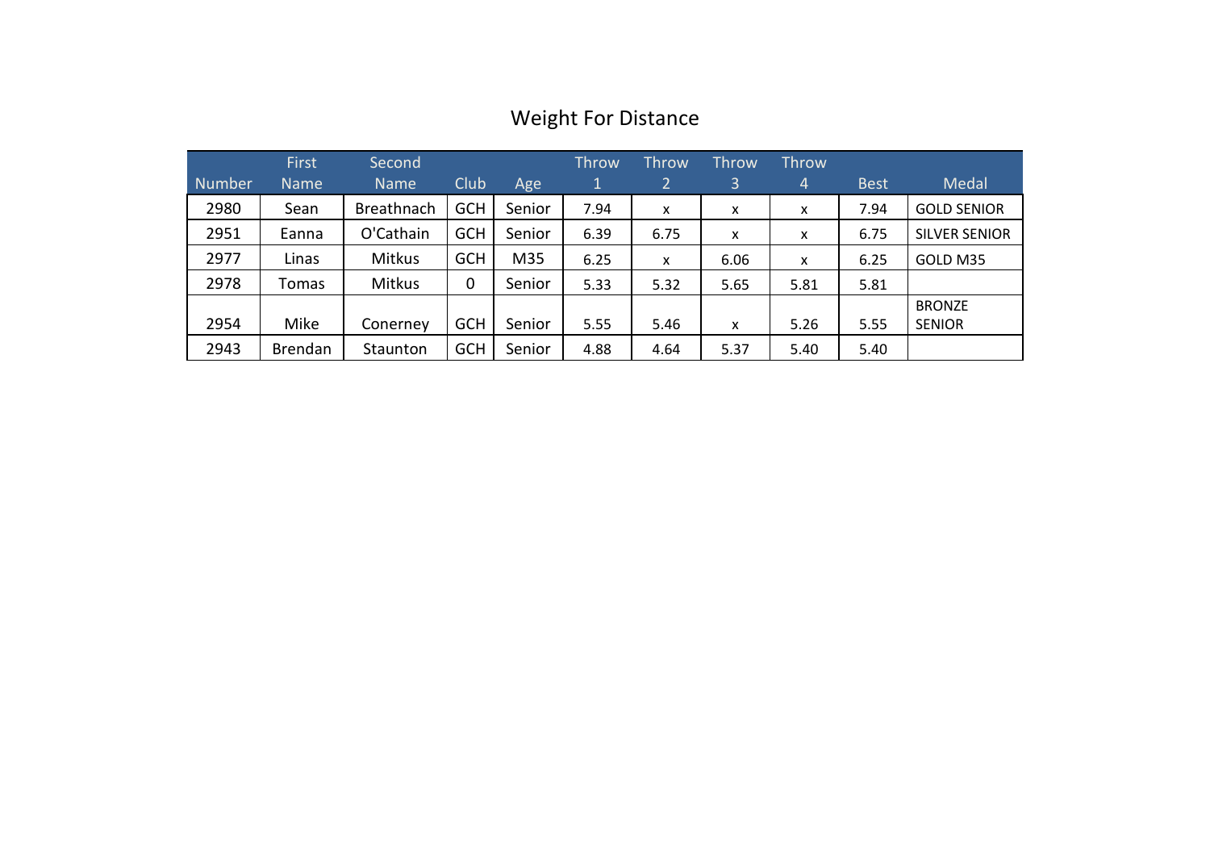# Weight For Distance

| Number | First Name | Second Name | Club | Age | Throw 1 | Throw 2 | Throw 3 | Throw 4 | Best | Medal |
|---|---|---|---|---|---|---|---|---|---|---|
| 2980 | Sean | Breathnach | GCH | Senior | 7.94 | x | x | x | 7.94 | GOLD SENIOR |
| 2951 | Eanna | O'Cathain | GCH | Senior | 6.39 | 6.75 | x | x | 6.75 | SILVER SENIOR |
| 2977 | Linas | Mitkus | GCH | M35 | 6.25 | x | 6.06 | x | 6.25 | GOLD M35 |
| 2978 | Tomas | Mitkus | 0 | Senior | 5.33 | 5.32 | 5.65 | 5.81 | 5.81 | |
| 2954 | Mike | Conerney | GCH | Senior | 5.55 | 5.46 | x | 5.26 | 5.55 | BRONZE SENIOR |
| 2943 | Brendan | Staunton | GCH | Senior | 4.88 | 4.64 | 5.37 | 5.40 | 5.40 | |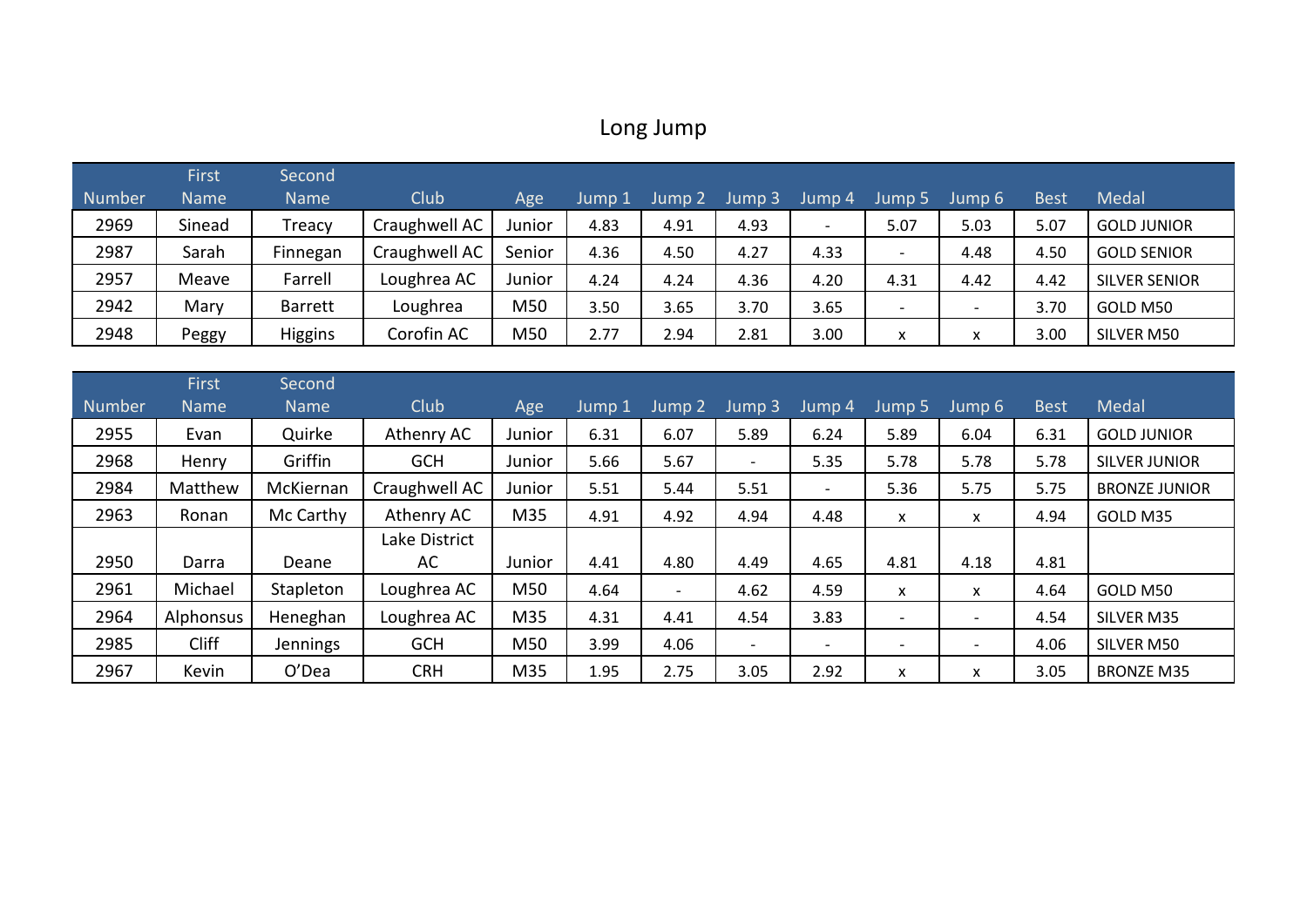# Long Jump

| Number | First Name | Second Name | Club | Age | Jump 1 | Jump 2 | Jump 3 | Jump 4 | Jump 5 | Jump 6 | Best | Medal |
|---|---|---|---|---|---|---|---|---|---|---|---|---|
| 2969 | Sinead | Treacy | Craughwell AC | Junior | 4.83 | 4.91 | 4.93 | - | 5.07 | 5.03 | 5.07 | GOLD JUNIOR |
| 2987 | Sarah | Finnegan | Craughwell AC | Senior | 4.36 | 4.50 | 4.27 | 4.33 | - | 4.48 | 4.50 | GOLD SENIOR |
| 2957 | Meave | Farrell | Loughrea AC | Junior | 4.24 | 4.24 | 4.36 | 4.20 | 4.31 | 4.42 | 4.42 | SILVER SENIOR |
| 2942 | Mary | Barrett | Loughrea | M50 | 3.50 | 3.65 | 3.70 | 3.65 | - | - | 3.70 | GOLD M50 |
| 2948 | Peggy | Higgins | Corofin AC | M50 | 2.77 | 2.94 | 2.81 | 3.00 | x | x | 3.00 | SILVER M50 |

| Number | First Name | Second Name | Club | Age | Jump 1 | Jump 2 | Jump 3 | Jump 4 | Jump 5 | Jump 6 | Best | Medal |
|---|---|---|---|---|---|---|---|---|---|---|---|---|
| 2955 | Evan | Quirke | Athenry AC | Junior | 6.31 | 6.07 | 5.89 | 6.24 | 5.89 | 6.04 | 6.31 | GOLD JUNIOR |
| 2968 | Henry | Griffin | GCH | Junior | 5.66 | 5.67 | - | 5.35 | 5.78 | 5.78 | 5.78 | SILVER JUNIOR |
| 2984 | Matthew | McKiernan | Craughwell AC | Junior | 5.51 | 5.44 | 5.51 | - | 5.36 | 5.75 | 5.75 | BRONZE JUNIOR |
| 2963 | Ronan | Mc Carthy | Athenry AC | M35 | 4.91 | 4.92 | 4.94 | 4.48 | x | x | 4.94 | GOLD M35 |
| 2950 | Darra | Deane | Lake District AC | Junior | 4.41 | 4.80 | 4.49 | 4.65 | 4.81 | 4.18 | 4.81 | |
| 2961 | Michael | Stapleton | Loughrea AC | M50 | 4.64 | - | 4.62 | 4.59 | x | x | 4.64 | GOLD M50 |
| 2964 | Alphonsus | Heneghan | Loughrea AC | M35 | 4.31 | 4.41 | 4.54 | 3.83 | - | - | 4.54 | SILVER M35 |
| 2985 | Cliff | Jennings | GCH | M50 | 3.99 | 4.06 | - | - | - | - | 4.06 | SILVER M50 |
| 2967 | Kevin | O'Dea | CRH | M35 | 1.95 | 2.75 | 3.05 | 2.92 | x | x | 3.05 | BRONZE M35 |